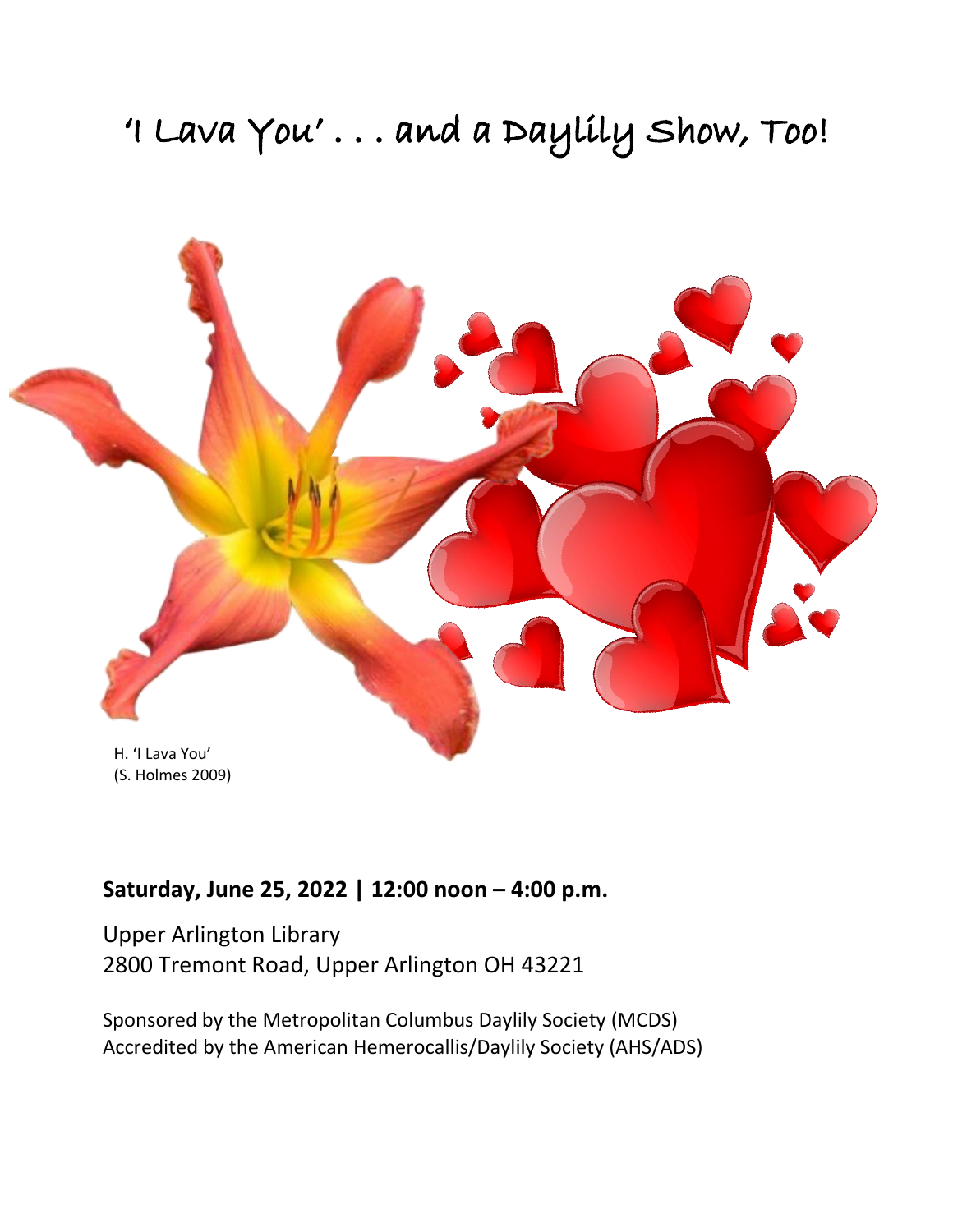# 'I Lava You' . . . and a Daylily Show, Too!

H. 'I Lava You'
(S. Holmes 2009)

**Saturday, June 25, 2022 | 12:00 noon – 4:00 p.m.**

Upper Arlington Library
2800 Tremont Road, Upper Arlington OH 43221

Sponsored by the Metropolitan Columbus Daylily Society (MCDS)
Accredited by the American Hemerocallis/Daylily Society (AHS/ADS)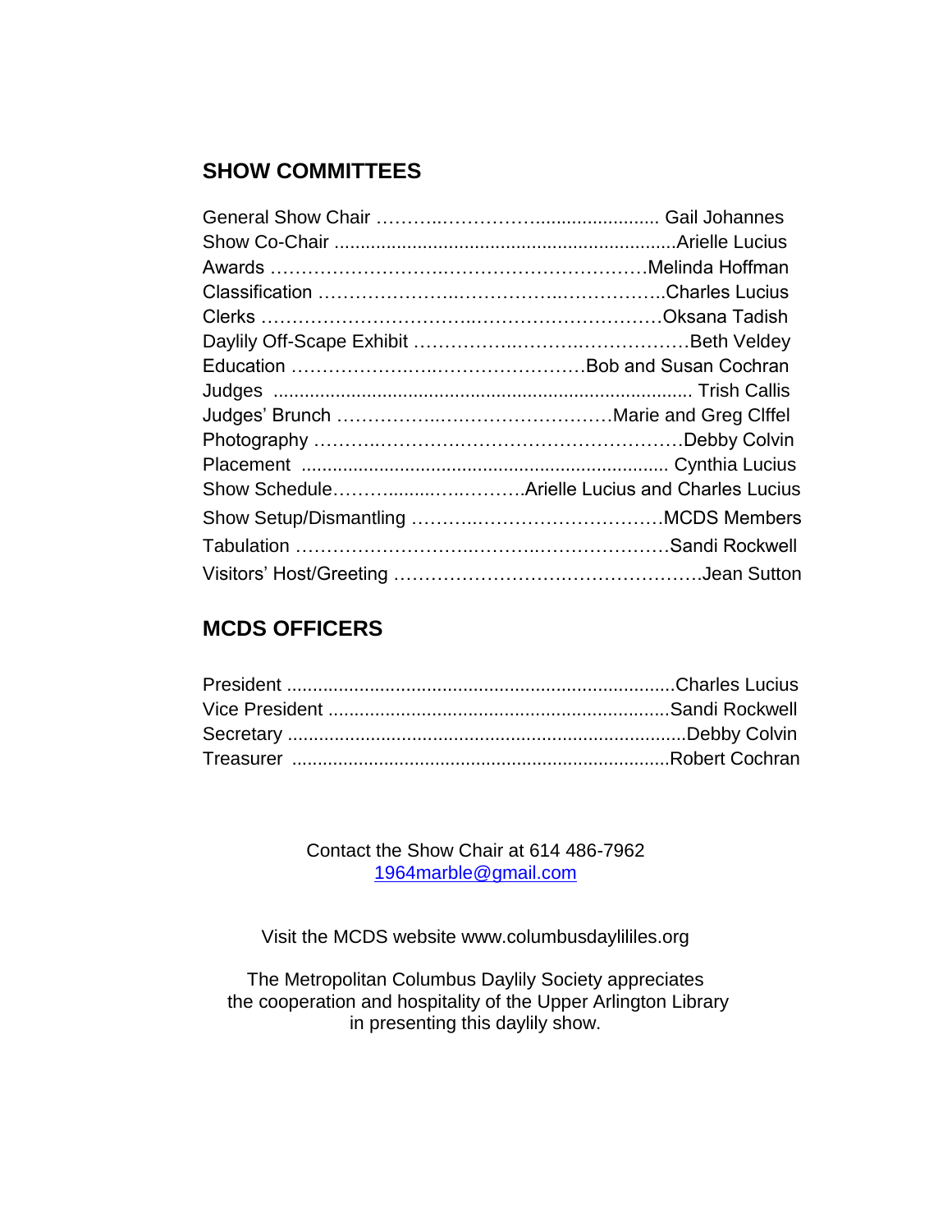## SHOW COMMITTEES

General Show Chair …………………………........................ Gail Johannes
Show Co-Chair .................................................................Arielle Lucius
Awards ……………………………………………………Melinda Hoffman
Classification ………………………………………………..Charles Lucius
Clerks ……………………………………………………….Oksana Tadish
Daylily Off-Scape Exhibit …………………………………Beth Veldey
Education ……………………………………………Bob and Susan Cochran
Judges ................................................................................ Trish Callis
Judges' Brunch ………………………………………Marie and Greg Clffel
Photography ……………………………………………………Debby Colvin
Placement ...................................................................... Cynthia Lucius
Show Schedule……………………………Arielle Lucius and Charles Lucius
Show Setup/Dismantling …………………………………MCDS Members
Tabulation ……………………………………………………Sandi Rockwell
Visitors' Host/Greeting ……………………………………….Jean Sutton

## MCDS OFFICERS

President .........................................................................Charles Lucius
Vice President .................................................................Sandi Rockwell
Secretary ...........................................................................Debby Colvin
Treasurer .......................................................................Robert Cochran

Contact the Show Chair at 614 486-7962
1964marble@gmail.com

Visit the MCDS website www.columbusdaylililes.org

The Metropolitan Columbus Daylily Society appreciates
the cooperation and hospitality of the Upper Arlington Library
in presenting this daylily show.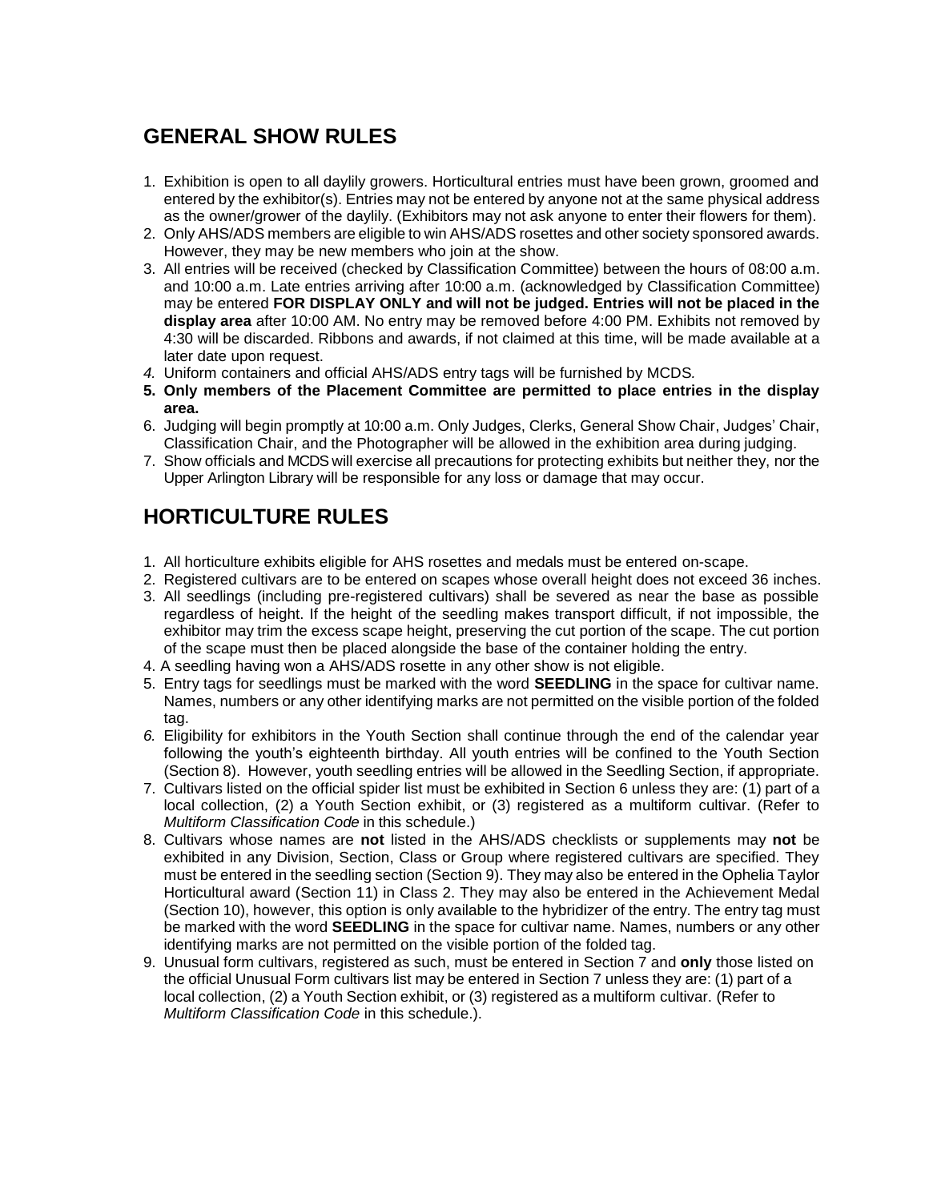## GENERAL SHOW RULES

1. Exhibition is open to all daylily growers. Horticultural entries must have been grown, groomed and entered by the exhibitor(s). Entries may not be entered by anyone not at the same physical address as the owner/grower of the daylily. (Exhibitors may not ask anyone to enter their flowers for them).
2. Only AHS/ADS members are eligible to win AHS/ADS rosettes and other society sponsored awards. However, they may be new members who join at the show.
3. All entries will be received (checked by Classification Committee) between the hours of 08:00 a.m. and 10:00 a.m. Late entries arriving after 10:00 a.m. (acknowledged by Classification Committee) may be entered **FOR DISPLAY ONLY and will not be judged. Entries will not be placed in the display area** after 10:00 AM. No entry may be removed before 4:00 PM. Exhibits not removed by 4:30 will be discarded. Ribbons and awards, if not claimed at this time, will be made available at a later date upon request.
4. *Uniform containers and official AHS/ADS entry tags will be furnished by MCDS.*
5. **Only members of the Placement Committee are permitted to place entries in the display area.**
6. Judging will begin promptly at 10:00 a.m. Only Judges, Clerks, General Show Chair, Judges' Chair, Classification Chair, and the Photographer will be allowed in the exhibition area during judging.
7. Show officials and MCDS will exercise all precautions for protecting exhibits but neither they, nor the Upper Arlington Library will be responsible for any loss or damage that may occur.

## HORTICULTURE RULES

1. All horticulture exhibits eligible for AHS rosettes and medals must be entered on-scape.
2. Registered cultivars are to be entered on scapes whose overall height does not exceed 36 inches.
3. All seedlings (including pre-registered cultivars) shall be severed as near the base as possible regardless of height. If the height of the seedling makes transport difficult, if not impossible, the exhibitor may trim the excess scape height, preserving the cut portion of the scape. The cut portion of the scape must then be placed alongside the base of the container holding the entry.
4. A seedling having won a AHS/ADS rosette in any other show is not eligible.
5. Entry tags for seedlings must be marked with the word **SEEDLING** in the space for cultivar name. Names, numbers or any other identifying marks are not permitted on the visible portion of the folded tag.
6. Eligibility for exhibitors in the Youth Section shall continue through the end of the calendar year following the youth's eighteenth birthday. All youth entries will be confined to the Youth Section (Section 8). However, youth seedling entries will be allowed in the Seedling Section, if appropriate.
7. Cultivars listed on the official spider list must be exhibited in Section 6 unless they are: (1) part of a local collection, (2) a Youth Section exhibit, or (3) registered as a multiform cultivar. (Refer to *Multiform Classification Code* in this schedule.)
8. Cultivars whose names are **not** listed in the AHS/ADS checklists or supplements may **not** be exhibited in any Division, Section, Class or Group where registered cultivars are specified. They must be entered in the seedling section (Section 9). They may also be entered in the Ophelia Taylor Horticultural award (Section 11) in Class 2. They may also be entered in the Achievement Medal (Section 10), however, this option is only available to the hybridizer of the entry. The entry tag must be marked with the word **SEEDLING** in the space for cultivar name. Names, numbers or any other identifying marks are not permitted on the visible portion of the folded tag.
9. Unusual form cultivars, registered as such, must be entered in Section 7 and **only** those listed on the official Unusual Form cultivars list may be entered in Section 7 unless they are: (1) part of a local collection, (2) a Youth Section exhibit, or (3) registered as a multiform cultivar. (Refer to *Multiform Classification Code* in this schedule.).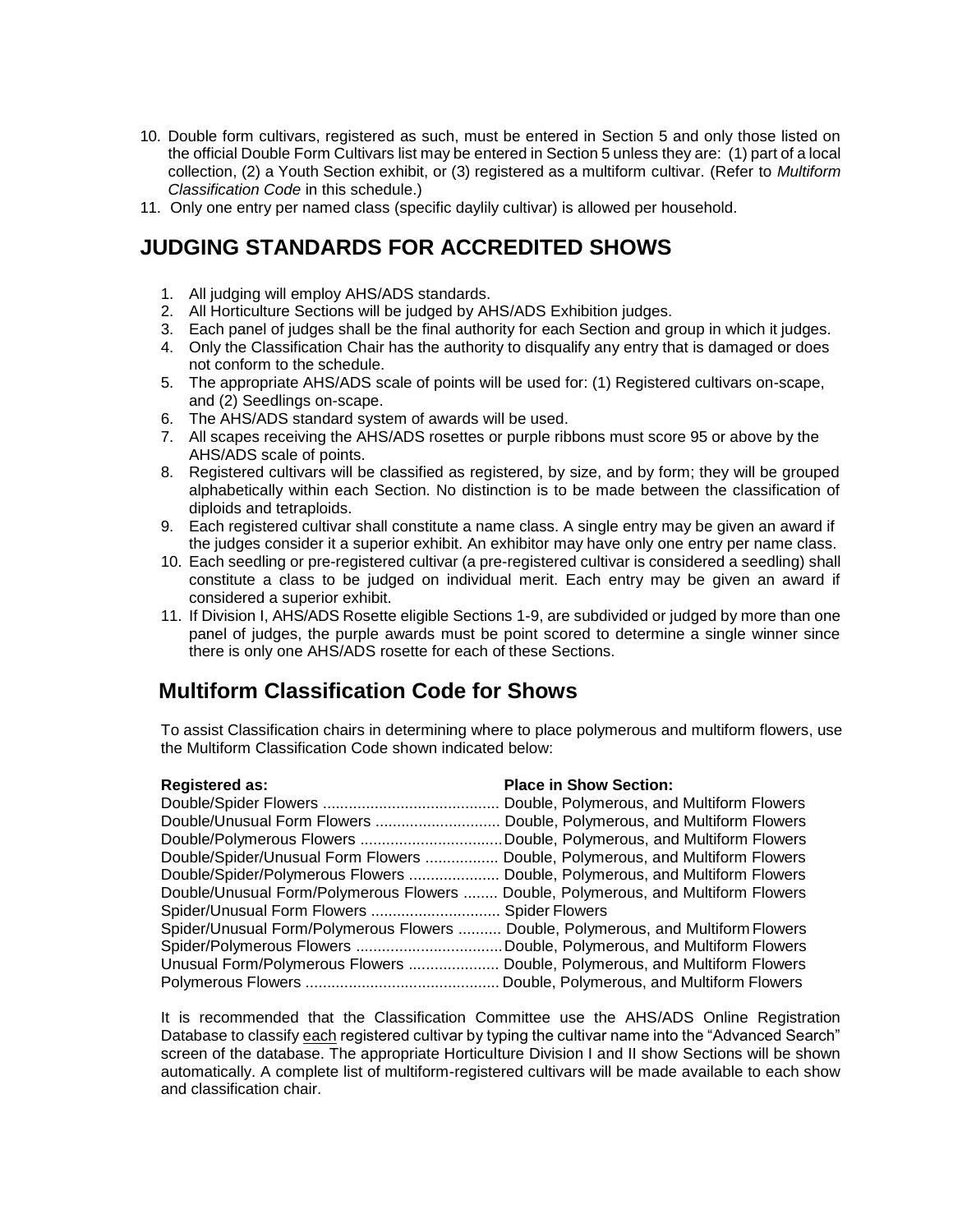10. Double form cultivars, registered as such, must be entered in Section 5 and only those listed on the official Double Form Cultivars list may be entered in Section 5 unless they are: (1) part of a local collection, (2) a Youth Section exhibit, or (3) registered as a multiform cultivar. (Refer to *Multiform Classification Code* in this schedule.)
11. Only one entry per named class (specific daylily cultivar) is allowed per household.

## JUDGING STANDARDS FOR ACCREDITED SHOWS

1. All judging will employ AHS/ADS standards.
2. All Horticulture Sections will be judged by AHS/ADS Exhibition judges.
3. Each panel of judges shall be the final authority for each Section and group in which it judges.
4. Only the Classification Chair has the authority to disqualify any entry that is damaged or does not conform to the schedule.
5. The appropriate AHS/ADS scale of points will be used for: (1) Registered cultivars on-scape, and (2) Seedlings on-scape.
6. The AHS/ADS standard system of awards will be used.
7. All scapes receiving the AHS/ADS rosettes or purple ribbons must score 95 or above by the AHS/ADS scale of points.
8. Registered cultivars will be classified as registered, by size, and by form; they will be grouped alphabetically within each Section. No distinction is to be made between the classification of diploids and tetraploids.
9. Each registered cultivar shall constitute a name class. A single entry may be given an award if the judges consider it a superior exhibit. An exhibitor may have only one entry per name class.
10. Each seedling or pre-registered cultivar (a pre-registered cultivar is considered a seedling) shall constitute a class to be judged on individual merit. Each entry may be given an award if considered a superior exhibit.
11. If Division I, AHS/ADS Rosette eligible Sections 1-9, are subdivided or judged by more than one panel of judges, the purple awards must be point scored to determine a single winner since there is only one AHS/ADS rosette for each of these Sections.

## Multiform Classification Code for Shows

To assist Classification chairs in determining where to place polymerous and multiform flowers, use the Multiform Classification Code shown indicated below:

| Registered as: | Place in Show Section: |
|---|---|
| Double/Spider Flowers | Double, Polymerous, and Multiform Flowers |
| Double/Unusual Form Flowers | Double, Polymerous, and Multiform Flowers |
| Double/Polymerous Flowers | Double, Polymerous, and Multiform Flowers |
| Double/Spider/Unusual Form Flowers | Double, Polymerous, and Multiform Flowers |
| Double/Spider/Polymerous Flowers | Double, Polymerous, and Multiform Flowers |
| Double/Unusual Form/Polymerous Flowers | Double, Polymerous, and Multiform Flowers |
| Spider/Unusual Form Flowers | Spider Flowers |
| Spider/Unusual Form/Polymerous Flowers | Double, Polymerous, and Multiform Flowers |
| Spider/Polymerous Flowers | Double, Polymerous, and Multiform Flowers |
| Unusual Form/Polymerous Flowers | Double, Polymerous, and Multiform Flowers |
| Polymerous Flowers | Double, Polymerous, and Multiform Flowers |

It is recommended that the Classification Committee use the AHS/ADS Online Registration Database to classify each registered cultivar by typing the cultivar name into the "Advanced Search" screen of the database. The appropriate Horticulture Division I and II show Sections will be shown automatically. A complete list of multiform-registered cultivars will be made available to each show and classification chair.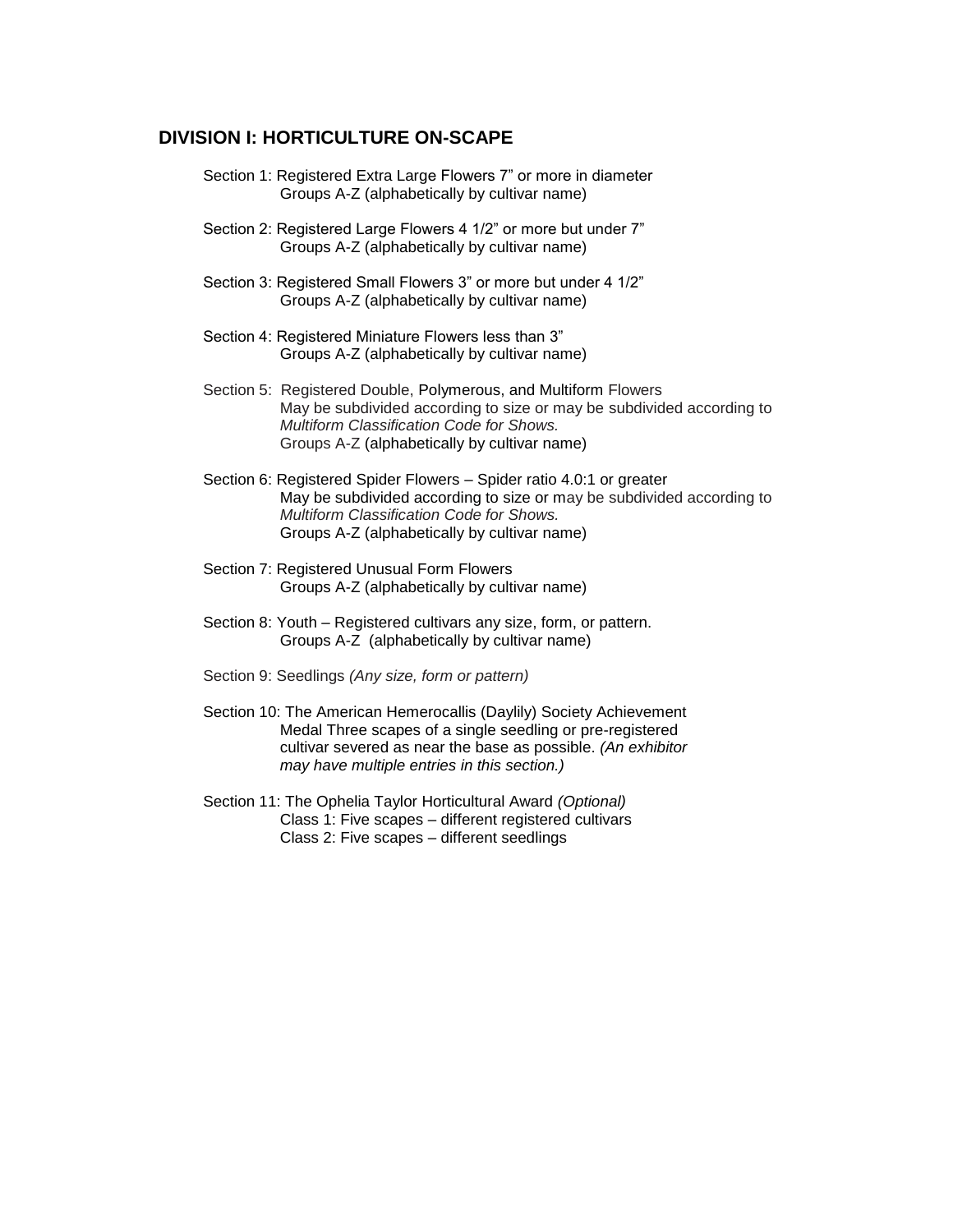## DIVISION I: HORTICULTURE ON-SCAPE

Section 1: Registered Extra Large Flowers 7" or more in diameter
Groups A-Z (alphabetically by cultivar name)

Section 2: Registered Large Flowers 4 1/2" or more but under 7"
Groups A-Z (alphabetically by cultivar name)

Section 3: Registered Small Flowers 3" or more but under 4 1/2"
Groups A-Z (alphabetically by cultivar name)

Section 4: Registered Miniature Flowers less than 3"
Groups A-Z (alphabetically by cultivar name)

Section 5: Registered Double, Polymerous, and Multiform Flowers
May be subdivided according to size or may be subdivided according to *Multiform Classification Code for Shows.*
Groups A-Z (alphabetically by cultivar name)

Section 6: Registered Spider Flowers – Spider ratio 4.0:1 or greater
May be subdivided according to size or may be subdivided according to *Multiform Classification Code for Shows.*
Groups A-Z (alphabetically by cultivar name)

Section 7: Registered Unusual Form Flowers
Groups A-Z (alphabetically by cultivar name)

Section 8: Youth – Registered cultivars any size, form, or pattern.
Groups A-Z (alphabetically by cultivar name)

Section 9: Seedlings *(Any size, form or pattern)*

Section 10: The American Hemerocallis (Daylily) Society Achievement Medal Three scapes of a single seedling or pre-registered cultivar severed as near the base as possible. *(An exhibitor may have multiple entries in this section.)*

Section 11: The Ophelia Taylor Horticultural Award *(Optional)*
Class 1: Five scapes – different registered cultivars
Class 2: Five scapes – different seedlings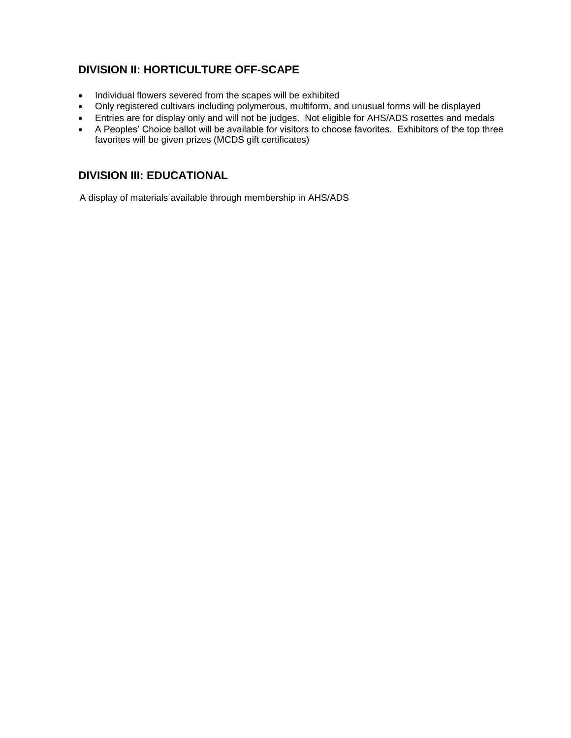## DIVISION II: HORTICULTURE OFF-SCAPE

- Individual flowers severed from the scapes will be exhibited
- Only registered cultivars including polymerous, multiform, and unusual forms will be displayed
- Entries are for display only and will not be judges. Not eligible for AHS/ADS rosettes and medals
- A Peoples' Choice ballot will be available for visitors to choose favorites. Exhibitors of the top three favorites will be given prizes (MCDS gift certificates)

## DIVISION III: EDUCATIONAL

A display of materials available through membership in AHS/ADS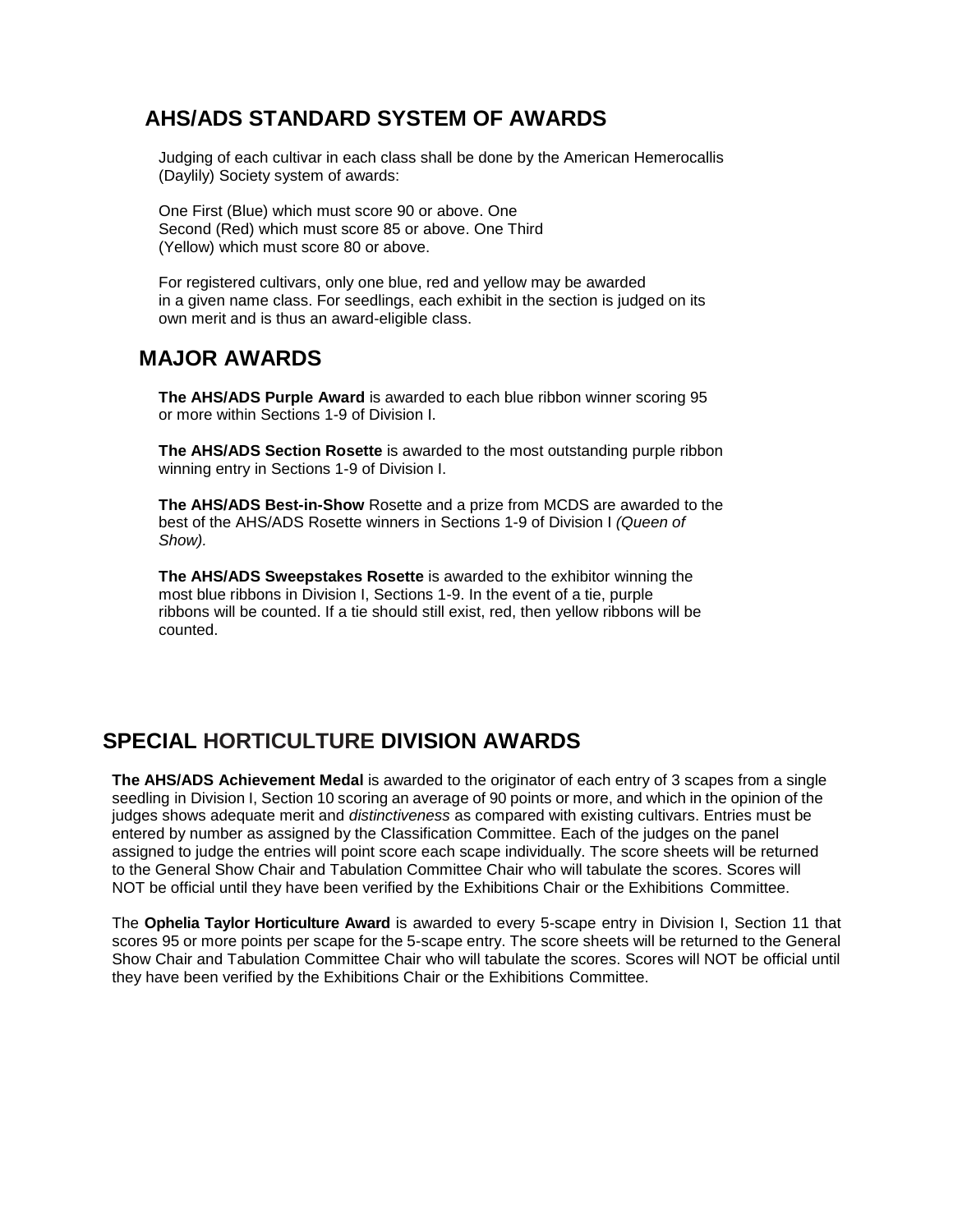## AHS/ADS STANDARD SYSTEM OF AWARDS

Judging of each cultivar in each class shall be done by the American Hemerocallis (Daylily) Society system of awards:

One First (Blue) which must score 90 or above. One Second (Red) which must score 85 or above. One Third (Yellow) which must score 80 or above.

For registered cultivars, only one blue, red and yellow may be awarded in a given name class. For seedlings, each exhibit in the section is judged on its own merit and is thus an award-eligible class.

## MAJOR AWARDS

**The AHS/ADS Purple Award** is awarded to each blue ribbon winner scoring 95 or more within Sections 1-9 of Division I.

**The AHS/ADS Section Rosette** is awarded to the most outstanding purple ribbon winning entry in Sections 1-9 of Division I.

**The AHS/ADS Best-in-Show** Rosette and a prize from MCDS are awarded to the best of the AHS/ADS Rosette winners in Sections 1-9 of Division I *(Queen of Show).*

**The AHS/ADS Sweepstakes Rosette** is awarded to the exhibitor winning the most blue ribbons in Division I, Sections 1-9. In the event of a tie, purple ribbons will be counted. If a tie should still exist, red, then yellow ribbons will be counted.

## SPECIAL HORTICULTURE DIVISION AWARDS

**The AHS/ADS Achievement Medal** is awarded to the originator of each entry of 3 scapes from a single seedling in Division I, Section 10 scoring an average of 90 points or more, and which in the opinion of the judges shows adequate merit and *distinctiveness* as compared with existing cultivars. Entries must be entered by number as assigned by the Classification Committee. Each of the judges on the panel assigned to judge the entries will point score each scape individually. The score sheets will be returned to the General Show Chair and Tabulation Committee Chair who will tabulate the scores. Scores will NOT be official until they have been verified by the Exhibitions Chair or the Exhibitions Committee.

The **Ophelia Taylor Horticulture Award** is awarded to every 5-scape entry in Division I, Section 11 that scores 95 or more points per scape for the 5-scape entry. The score sheets will be returned to the General Show Chair and Tabulation Committee Chair who will tabulate the scores. Scores will NOT be official until they have been verified by the Exhibitions Chair or the Exhibitions Committee.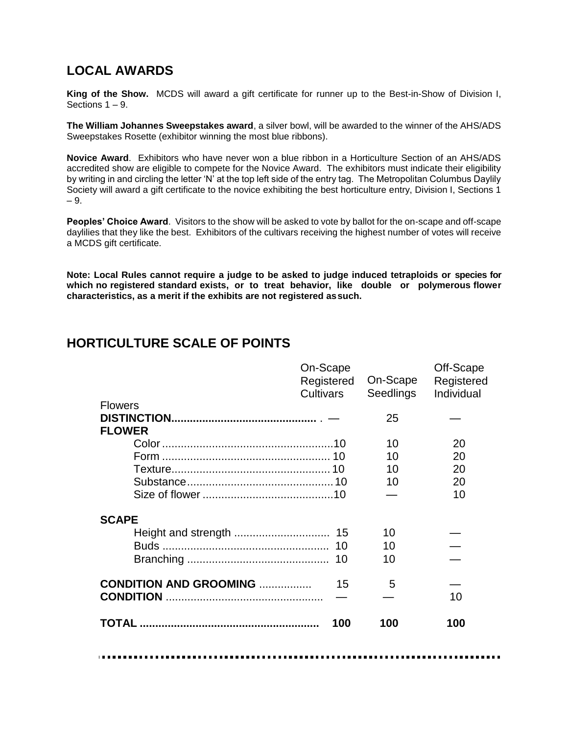## LOCAL AWARDS

**King of the Show.** MCDS will award a gift certificate for runner up to the Best-in-Show of Division I, Sections 1 – 9.

**The William Johannes Sweepstakes award**, a silver bowl, will be awarded to the winner of the AHS/ADS Sweepstakes Rosette (exhibitor winning the most blue ribbons).

**Novice Award**. Exhibitors who have never won a blue ribbon in a Horticulture Section of an AHS/ADS accredited show are eligible to compete for the Novice Award. The exhibitors must indicate their eligibility by writing in and circling the letter 'N' at the top left side of the entry tag. The Metropolitan Columbus Daylily Society will award a gift certificate to the novice exhibiting the best horticulture entry, Division I, Sections 1 – 9.

**Peoples' Choice Award**. Visitors to the show will be asked to vote by ballot for the on-scape and off-scape daylilies that they like the best. Exhibitors of the cultivars receiving the highest number of votes will receive a MCDS gift certificate.

**Note: Local Rules cannot require a judge to be asked to judge induced tetraploids or species for which no registered standard exists, or to treat behavior, like double or polymerous flower characteristics, as a merit if the exhibits are not registered as such.**

## HORTICULTURE SCALE OF POINTS

| | On-Scape Registered Cultivars | On-Scape Seedlings | Off-Scape Registered Individual |
|---|---|---|---|
| Flowers | | | |
| **DISTINCTION** | — | 25 | — |
| **FLOWER** | | | |
| Color | 10 | 10 | 20 |
| Form | 10 | 10 | 20 |
| Texture | 10 | 10 | 20 |
| Substance | 10 | 10 | 20 |
| Size of flower | 10 | — | 10 |
| **SCAPE** | | | |
| Height and strength | 15 | 10 | — |
| Buds | 10 | 10 | — |
| Branching | 10 | 10 | — |
| **CONDITION AND GROOMING** | 15 | 5 | — |
| **CONDITION** | — | — | 10 |
| **TOTAL** | **100** | **100** | **100** |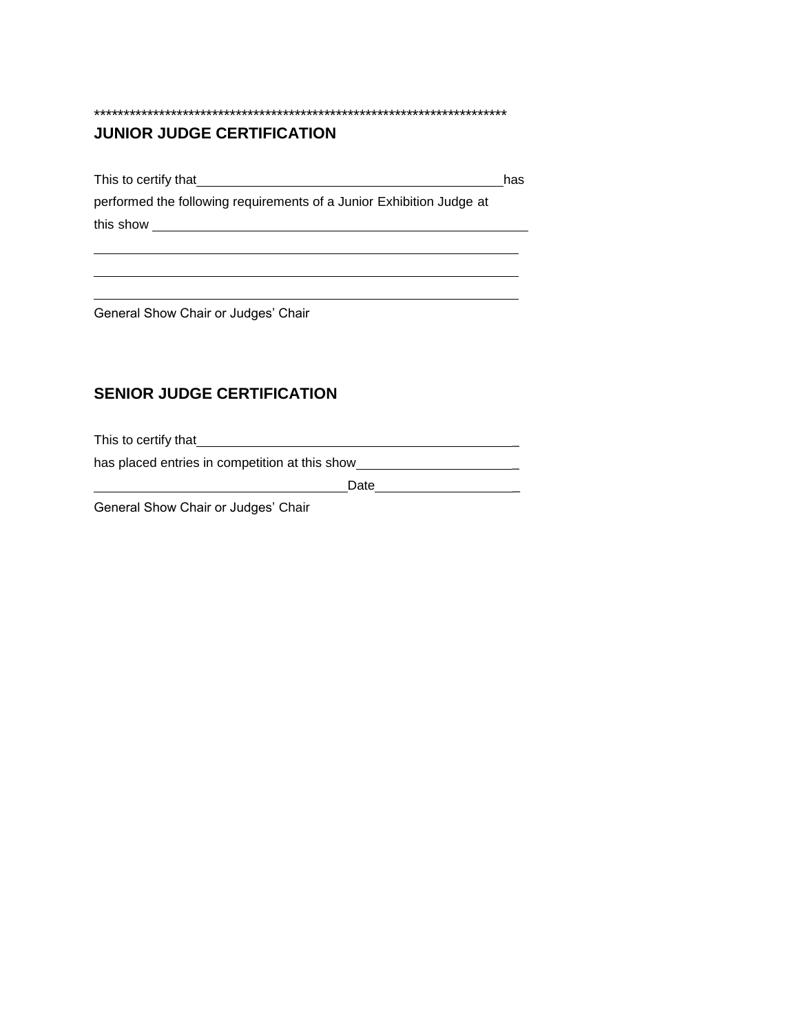**********************************************************************

## JUNIOR JUDGE CERTIFICATION

This to certify that\_\_\_\_\_\_\_\_\_\_\_\_\_\_\_\_\_\_\_\_\_\_\_\_\_\_\_\_\_\_\_\_\_\_\_\_\_\_\_\_\_\_\_\_has performed the following requirements of a Junior Exhibition Judge at this show \_\_\_\_\_\_\_\_\_\_\_\_\_\_\_\_\_\_\_\_\_\_\_\_\_\_\_\_\_\_\_\_\_\_\_\_\_\_\_\_\_\_\_\_\_\_\_\_\_\_\_\_\_\_

\_\_\_\_\_\_\_\_\_\_\_\_\_\_\_\_\_\_\_\_\_\_\_\_\_\_\_\_\_\_\_\_\_\_\_\_\_\_\_\_\_\_\_\_\_\_\_\_\_\_\_\_\_\_\_\_\_\_\_\_

\_\_\_\_\_\_\_\_\_\_\_\_\_\_\_\_\_\_\_\_\_\_\_\_\_\_\_\_\_\_\_\_\_\_\_\_\_\_\_\_\_\_\_\_\_\_\_\_\_\_\_\_\_\_\_\_\_\_\_\_

\_\_\_\_\_\_\_\_\_\_\_\_\_\_\_\_\_\_\_\_\_\_\_\_\_\_\_\_\_\_\_\_\_\_\_\_\_\_\_\_\_\_\_\_\_\_\_\_\_\_\_\_\_\_\_\_\_\_\_\_

General Show Chair or Judges' Chair

## SENIOR JUDGE CERTIFICATION

This to certify that\_\_\_\_\_\_\_\_\_\_\_\_\_\_\_\_\_\_\_\_\_\_\_\_\_\_\_\_\_\_\_\_\_\_\_\_\_\_\_\_\_\_\_\_\_\_

has placed entries in competition at this show\_\_\_\_\_\_\_\_\_\_\_\_\_\_\_\_\_\_\_\_\_\_\_\_

\_\_\_\_\_\_\_\_\_\_\_\_\_\_\_\_\_\_\_\_\_\_\_\_\_\_\_\_\_\_\_\_\_\_\_\_\_Date\_\_\_\_\_\_\_\_\_\_\_\_\_\_\_\_\_\_\_\_\_

General Show Chair or Judges' Chair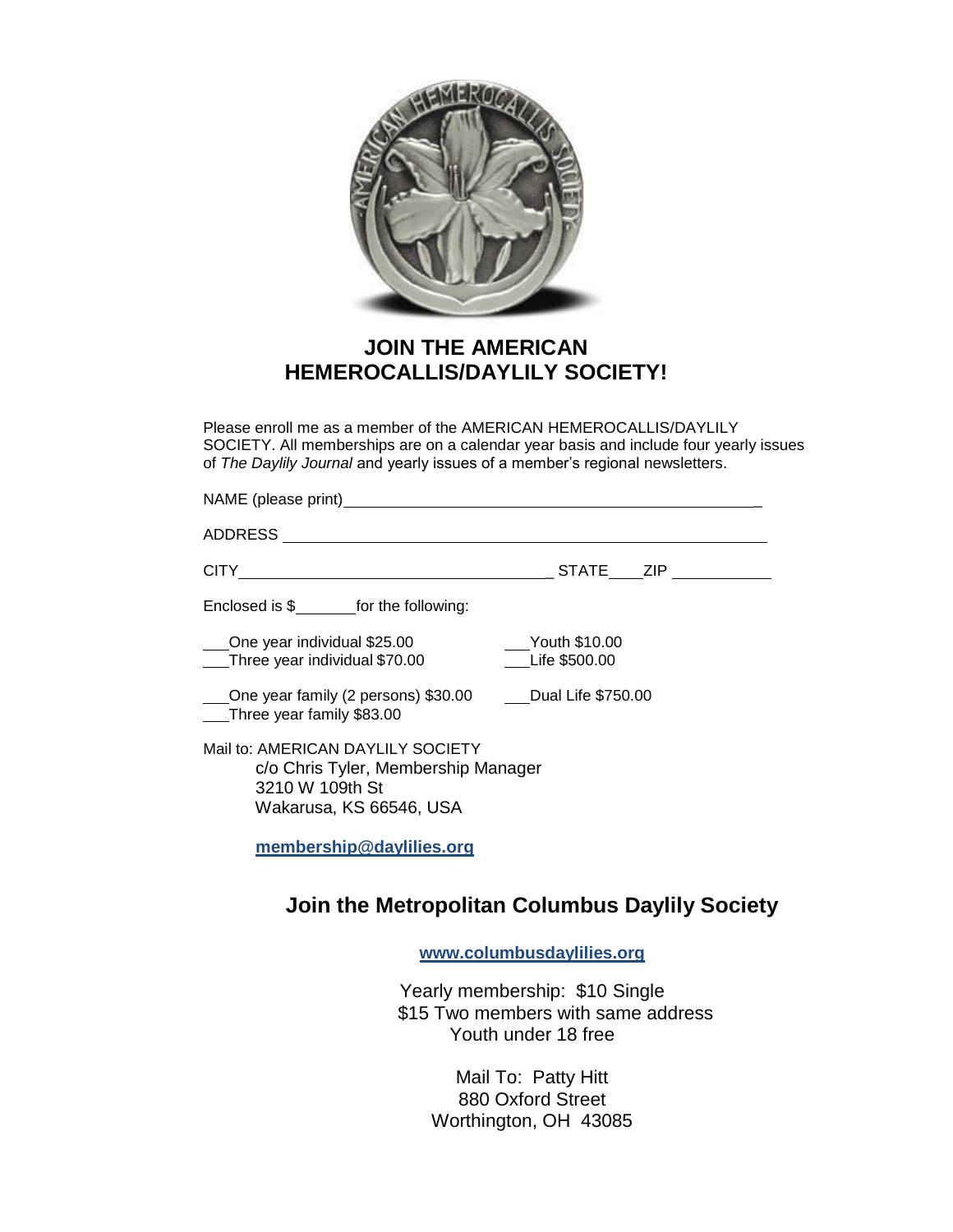## JOIN THE AMERICAN HEMEROCALLIS/DAYLILY SOCIETY!

Please enroll me as a member of the AMERICAN HEMEROCALLIS/DAYLILY SOCIETY. All memberships are on a calendar year basis and include four yearly issues of *The Daylily Journal* and yearly issues of a member's regional newsletters.

NAME (please print)______________________________________________

ADDRESS ______________________________________________

CITY________________________________ STATE____ZIP ___________

Enclosed is $_______for the following:

___One year individual $25.00 ___Youth $10.00

___Three year individual $70.00 ___Life $500.00

___One year family (2 persons) $30.00 ___Dual Life $750.00

___Three year family $83.00

Mail to: AMERICAN DAYLILY SOCIETY
c/o Chris Tyler, Membership Manager
3210 W 109th St
Wakarusa, KS 66546, USA

**membership@daylilies.org**

## Join the Metropolitan Columbus Daylily Society

**www.columbusdaylilies.org**

Yearly membership: $10 Single
$15 Two members with same address
Youth under 18 free

Mail To: Patty Hitt
880 Oxford Street
Worthington, OH 43085